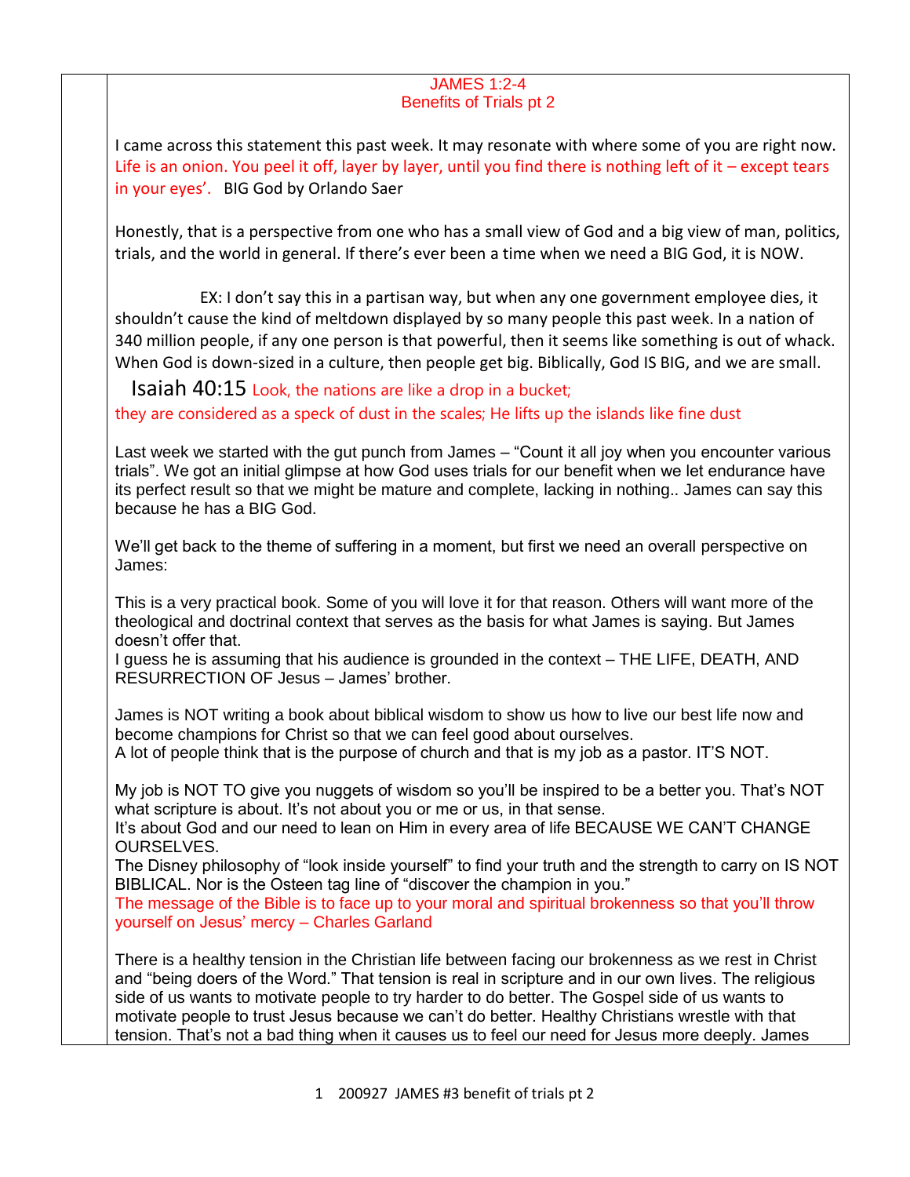# JAMES 1:2-4
## Benefits of Trials pt 2

I came across this statement this past week. It may resonate with where some of you are right now. Life is an onion. You peel it off, layer by layer, until you find there is nothing left of it – except tears in your eyes'. BIG God by Orlando Saer

Honestly, that is a perspective from one who has a small view of God and a big view of man, politics, trials, and the world in general. If there's ever been a time when we need a BIG God, it is NOW.

EX: I don't say this in a partisan way, but when any one government employee dies, it shouldn't cause the kind of meltdown displayed by so many people this past week. In a nation of 340 million people, if any one person is that powerful, then it seems like something is out of whack. When God is down-sized in a culture, then people get big. Biblically, God IS BIG, and we are small.

Isaiah 40:15 Look, the nations are like a drop in a bucket; they are considered as a speck of dust in the scales; He lifts up the islands like fine dust

Last week we started with the gut punch from James – "Count it all joy when you encounter various trials". We got an initial glimpse at how God uses trials for our benefit when we let endurance have its perfect result so that we might be mature and complete, lacking in nothing.. James can say this because he has a BIG God.

We'll get back to the theme of suffering in a moment, but first we need an overall perspective on James:

This is a very practical book. Some of you will love it for that reason. Others will want more of the theological and doctrinal context that serves as the basis for what James is saying. But James doesn't offer that.
I guess he is assuming that his audience is grounded in the context – THE LIFE, DEATH, AND RESURRECTION OF Jesus – James' brother.

James is NOT writing a book about biblical wisdom to show us how to live our best life now and become champions for Christ so that we can feel good about ourselves.
A lot of people think that is the purpose of church and that is my job as a pastor. IT'S NOT.

My job is NOT TO give you nuggets of wisdom so you'll be inspired to be a better you. That's NOT what scripture is about. It's not about you or me or us, in that sense.
It's about God and our need to lean on Him in every area of life BECAUSE WE CAN'T CHANGE OURSELVES.
The Disney philosophy of "look inside yourself" to find your truth and the strength to carry on IS NOT BIBLICAL. Nor is the Osteen tag line of "discover the champion in you."
The message of the Bible is to face up to your moral and spiritual brokenness so that you'll throw yourself on Jesus' mercy – Charles Garland

There is a healthy tension in the Christian life between facing our brokenness as we rest in Christ and "being doers of the Word." That tension is real in scripture and in our own lives. The religious side of us wants to motivate people to try harder to do better. The Gospel side of us wants to motivate people to trust Jesus because we can't do better. Healthy Christians wrestle with that tension. That's not a bad thing when it causes us to feel our need for Jesus more deeply. James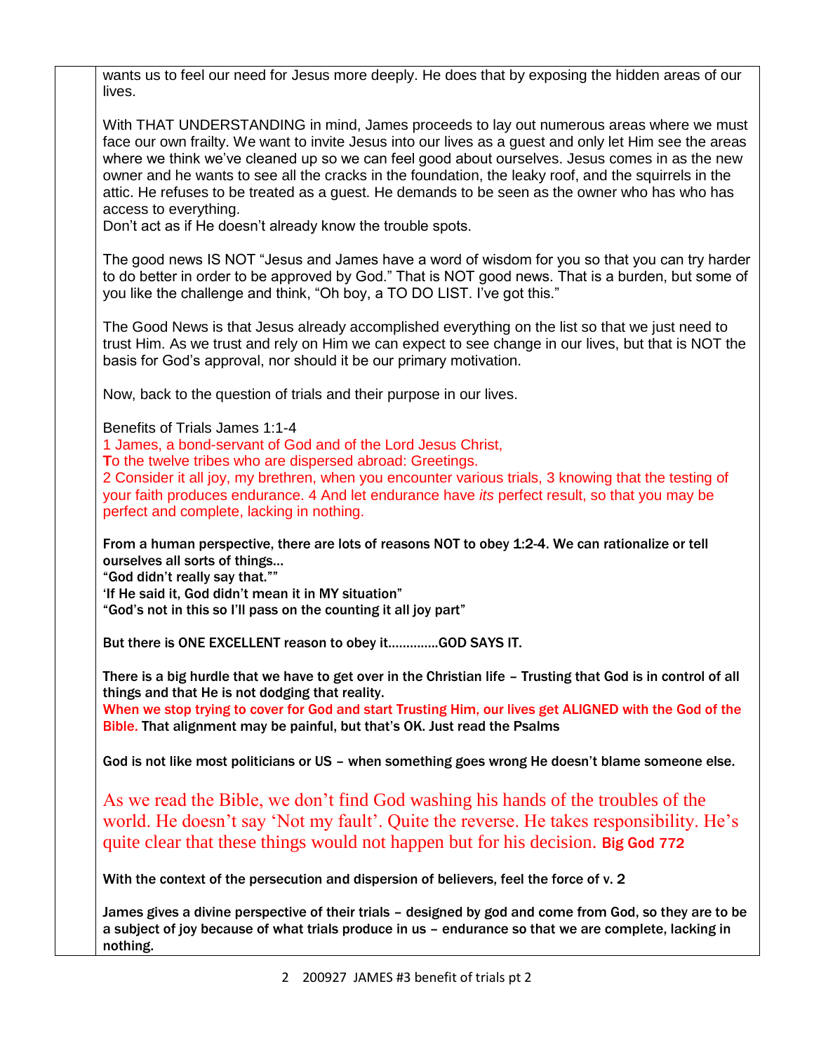wants us to feel our need for Jesus more deeply. He does that by exposing the hidden areas of our lives.

With THAT UNDERSTANDING in mind, James proceeds to lay out numerous areas where we must face our own frailty. We want to invite Jesus into our lives as a guest and only let Him see the areas where we think we've cleaned up so we can feel good about ourselves. Jesus comes in as the new owner and he wants to see all the cracks in the foundation, the leaky roof, and the squirrels in the attic. He refuses to be treated as a guest. He demands to be seen as the owner who has who has access to everything.
Don't act as if He doesn't already know the trouble spots.

The good news IS NOT "Jesus and James have a word of wisdom for you so that you can try harder to do better in order to be approved by God." That is NOT good news. That is a burden, but some of you like the challenge and think, "Oh boy, a TO DO LIST. I've got this."

The Good News is that Jesus already accomplished everything on the list so that we just need to trust Him. As we trust and rely on Him we can expect to see change in our lives, but that is NOT the basis for God's approval, nor should it be our primary motivation.

Now, back to the question of trials and their purpose in our lives.

Benefits of Trials James 1:1-4
1 James, a bond-servant of God and of the Lord Jesus Christ,
To the twelve tribes who are dispersed abroad: Greetings.
2 Consider it all joy, my brethren, when you encounter various trials, 3 knowing that the testing of your faith produces endurance. 4 And let endurance have *its* perfect result, so that you may be perfect and complete, lacking in nothing.

**From a human perspective, there are lots of reasons NOT to obey 1:2-4. We can rationalize or tell ourselves all sorts of things…**
**"God didn't really say that.""**
**'If He said it, God didn't mean it in MY situation"**
**"God's not in this so I'll pass on the counting it all joy part"**

**But there is ONE EXCELLENT reason to obey it.............GOD SAYS IT.**

**There is a big hurdle that we have to get over in the Christian life – Trusting that God is in control of all things and that He is not dodging that reality.**
**When we stop trying to cover for God and start Trusting Him, our lives get ALIGNED with the God of the Bible. That alignment may be painful, but that's OK. Just read the Psalms**

**God is not like most politicians or US – when something goes wrong He doesn't blame someone else.**

As we read the Bible, we don't find God washing his hands of the troubles of the world. He doesn't say 'Not my fault'. Quite the reverse. He takes responsibility. He's quite clear that these things would not happen but for his decision. **Big God 772**

**With the context of the persecution and dispersion of believers, feel the force of v. 2**

**James gives a divine perspective of their trials – designed by god and come from God, so they are to be a subject of joy because of what trials produce in us – endurance so that we are complete, lacking in nothing.**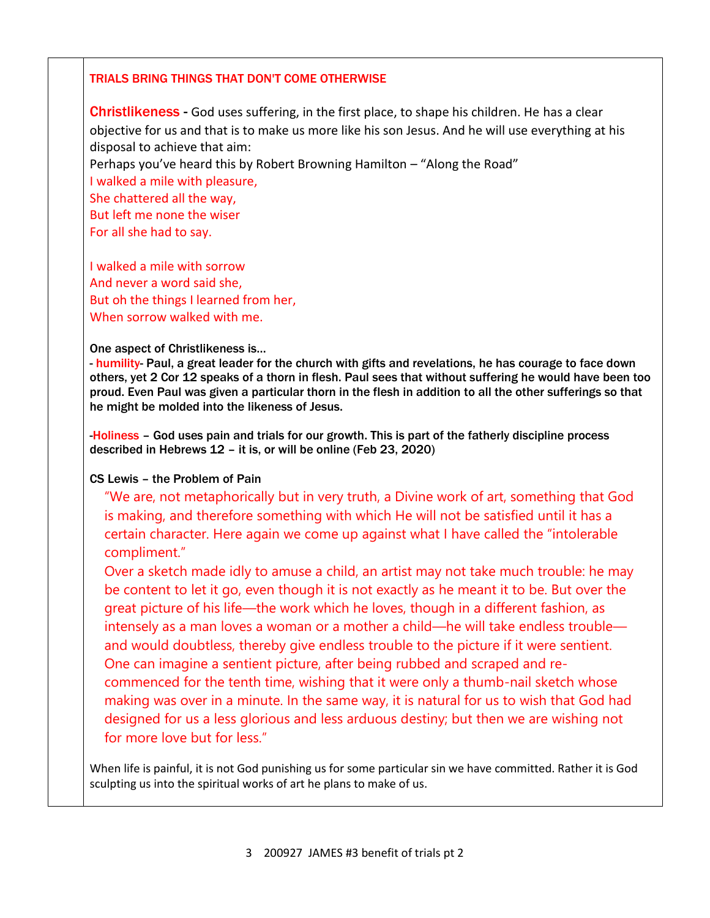## TRIALS BRING THINGS THAT DON'T COME OTHERWISE

**Christlikeness** - God uses suffering, in the first place, to shape his children. He has a clear objective for us and that is to make us more like his son Jesus. And he will use everything at his disposal to achieve that aim:
Perhaps you've heard this by Robert Browning Hamilton – "Along the Road"

I walked a mile with pleasure,
She chattered all the way,
But left me none the wiser
For all she had to say.

I walked a mile with sorrow
And never a word said she,
But oh the things I learned from her,
When sorrow walked with me.

**One aspect of Christlikeness is…**

**- humility- Paul, a great leader for the church with gifts and revelations, he has courage to face down others, yet 2 Cor 12 speaks of a thorn in flesh. Paul sees that without suffering he would have been too proud. Even Paul was given a particular thorn in the flesh in addition to all the other sufferings so that he might be molded into the likeness of Jesus.**

**-Holiness – God uses pain and trials for our growth. This is part of the fatherly discipline process described in Hebrews 12 – it is, or will be online (Feb 23, 2020)**

**CS Lewis – the Problem of Pain**

> "We are, not metaphorically but in very truth, a Divine work of art, something that God is making, and therefore something with which He will not be satisfied until it has a certain character. Here again we come up against what I have called the "intolerable compliment."
>
> Over a sketch made idly to amuse a child, an artist may not take much trouble: he may be content to let it go, even though it is not exactly as he meant it to be. But over the great picture of his life—the work which he loves, though in a different fashion, as intensely as a man loves a woman or a mother a child—he will take endless trouble—and would doubtless, thereby give endless trouble to the picture if it were sentient. One can imagine a sentient picture, after being rubbed and scraped and re-commenced for the tenth time, wishing that it were only a thumb-nail sketch whose making was over in a minute. In the same way, it is natural for us to wish that God had designed for us a less glorious and less arduous destiny; but then we are wishing not for more love but for less."

When life is painful, it is not God punishing us for some particular sin we have committed. Rather it is God sculpting us into the spiritual works of art he plans to make of us.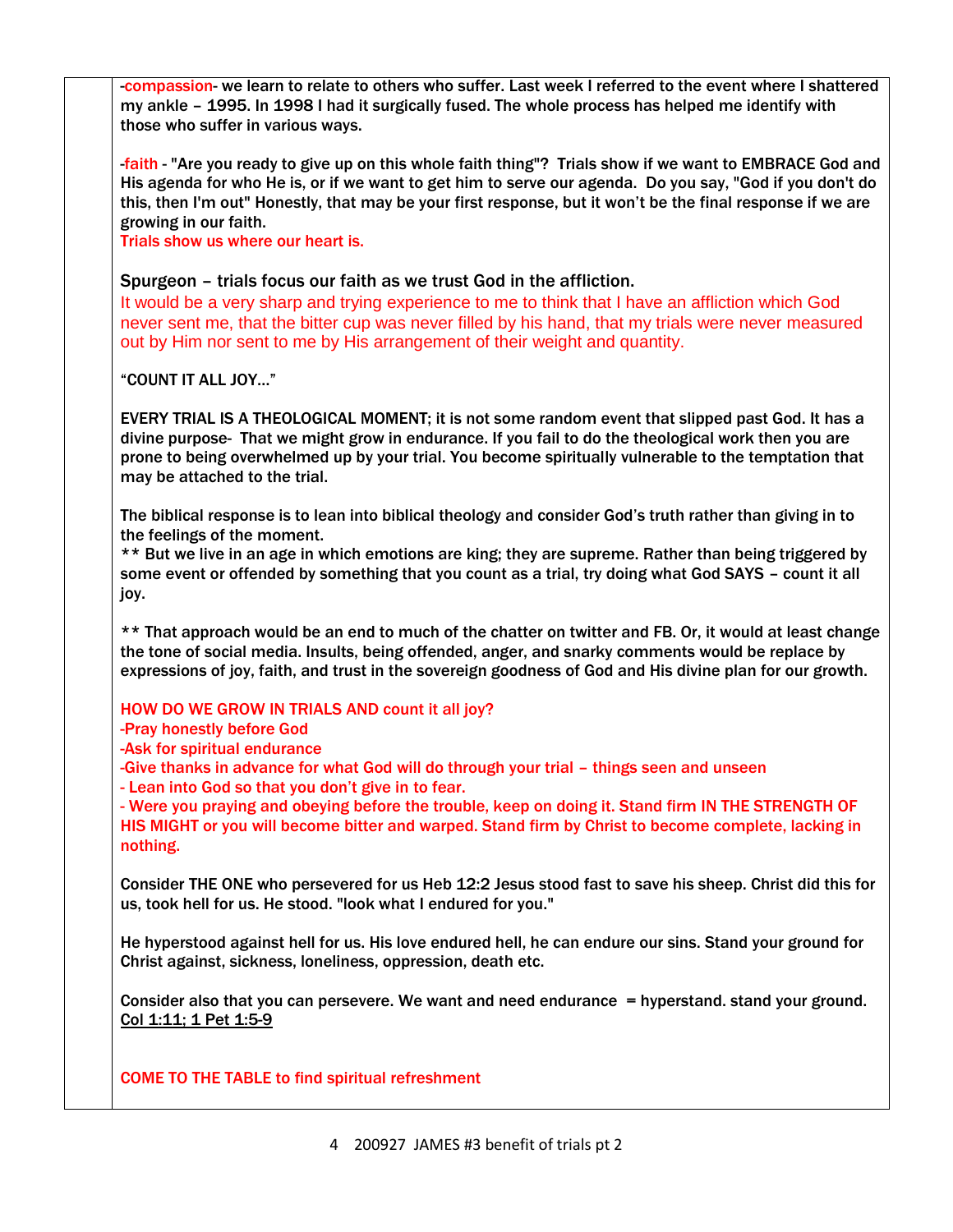-**compassion**- we learn to relate to others who suffer. Last week I referred to the event where I shattered my ankle – 1995. In 1998 I had it surgically fused. The whole process has helped me identify with those who suffer in various ways.

-**faith** - "Are you ready to give up on this whole faith thing"? Trials show if we want to EMBRACE God and His agenda for who He is, or if we want to get him to serve our agenda. Do you say, "God if you don't do this, then I'm out" Honestly, that may be your first response, but it won't be the final response if we are growing in our faith.
**Trials show us where our heart is.**

Spurgeon – trials focus our faith as we trust God in the affliction.
It would be a very sharp and trying experience to me to think that I have an affliction which God never sent me, that the bitter cup was never filled by his hand, that my trials were never measured out by Him nor sent to me by His arrangement of their weight and quantity.

**"COUNT IT ALL JOY…"**

**EVERY TRIAL IS A THEOLOGICAL MOMENT; it is not some random event that slipped past God. It has a divine purpose- That we might grow in endurance. If you fail to do the theological work then you are prone to being overwhelmed up by your trial. You become spiritually vulnerable to the temptation that may be attached to the trial.**

**The biblical response is to lean into biblical theology and consider God's truth rather than giving in to the feelings of the moment.**
**** But we live in an age in which emotions are king; they are supreme. Rather than being triggered by some event or offended by something that you count as a trial, try doing what God SAYS – count it all joy.**

**** That approach would be an end to much of the chatter on twitter and FB. Or, it would at least change the tone of social media. Insults, being offended, anger, and snarky comments would be replace by expressions of joy, faith, and trust in the sovereign goodness of God and His divine plan for our growth.**

**HOW DO WE GROW IN TRIALS AND count it all joy?**
**-Pray honestly before God**
**-Ask for spiritual endurance**
**-Give thanks in advance for what God will do through your trial – things seen and unseen**
**- Lean into God so that you don't give in to fear.**
**- Were you praying and obeying before the trouble, keep on doing it. Stand firm IN THE STRENGTH OF HIS MIGHT or you will become bitter and warped. Stand firm by Christ to become complete, lacking in nothing.**

**Consider THE ONE who persevered for us Heb 12:2 Jesus stood fast to save his sheep. Christ did this for us, took hell for us. He stood. "look what I endured for you."**

**He hyperstood against hell for us. His love endured hell, he can endure our sins. Stand your ground for Christ against, sickness, loneliness, oppression, death etc.**

**Consider also that you can persevere. We want and need endurance = hyperstand. stand your ground.** **Col 1:11; 1 Pet 1:5-9**

**COME TO THE TABLE to find spiritual refreshment**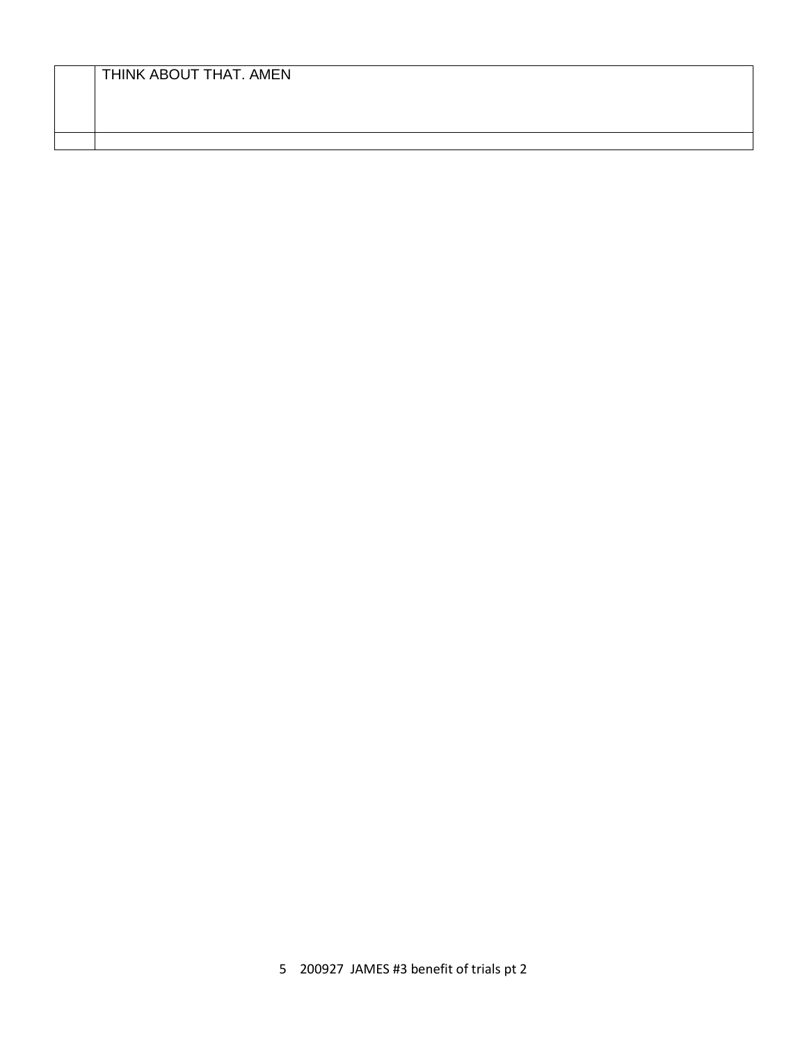| | |
|---|---|
| | THINK ABOUT THAT. AMEN |
| | |